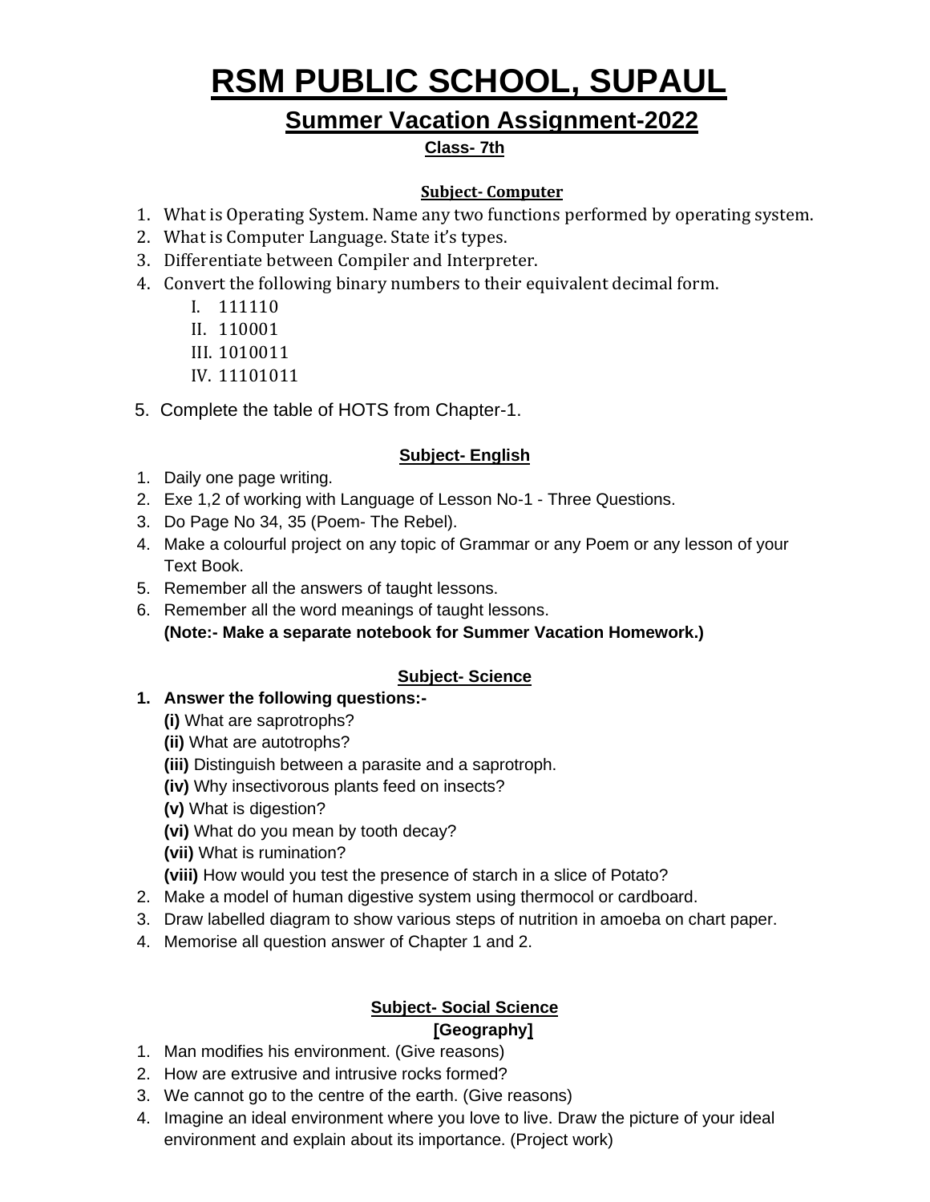# RSM PUBLIC SCHOOL, SUPAUL

## Summer Vacation Assignment-2022

**Class- 7th**

### Subject- Computer

1. What is Operating System. Name any two functions performed by operating system.
2. What is Computer Language. State it's types.
3. Differentiate between Compiler and Interpreter.
4. Convert the following binary numbers to their equivalent decimal form.
   I. 111110
   II. 110001
   III. 1010011
   IV. 11101011
5. Complete the table of HOTS from Chapter-1.

### Subject- English

1. Daily one page writing.
2. Exe 1,2 of working with Language of Lesson No-1 - Three Questions.
3. Do Page No 34, 35 (Poem- The Rebel).
4. Make a colourful project on any topic of Grammar or any Poem or any lesson of your Text Book.
5. Remember all the answers of taught lessons.
6. Remember all the word meanings of taught lessons.
   **(Note:- Make a separate notebook for Summer Vacation Homework.)**

### Subject- Science

1. **Answer the following questions:-**
   **(i)** What are saprotrophs?
   **(ii)** What are autotrophs?
   **(iii)** Distinguish between a parasite and a saprotroph.
   **(iv)** Why insectivorous plants feed on insects?
   **(v)** What is digestion?
   **(vi)** What do you mean by tooth decay?
   **(vii)** What is rumination?
   **(viii)** How would you test the presence of starch in a slice of Potato?
2. Make a model of human digestive system using thermocol or cardboard.
3. Draw labelled diagram to show various steps of nutrition in amoeba on chart paper.
4. Memorise all question answer of Chapter 1 and 2.

### Subject- Social Science

**[Geography]**

1. Man modifies his environment. (Give reasons)
2. How are extrusive and intrusive rocks formed?
3. We cannot go to the centre of the earth. (Give reasons)
4. Imagine an ideal environment where you love to live. Draw the picture of your ideal environment and explain about its importance. (Project work)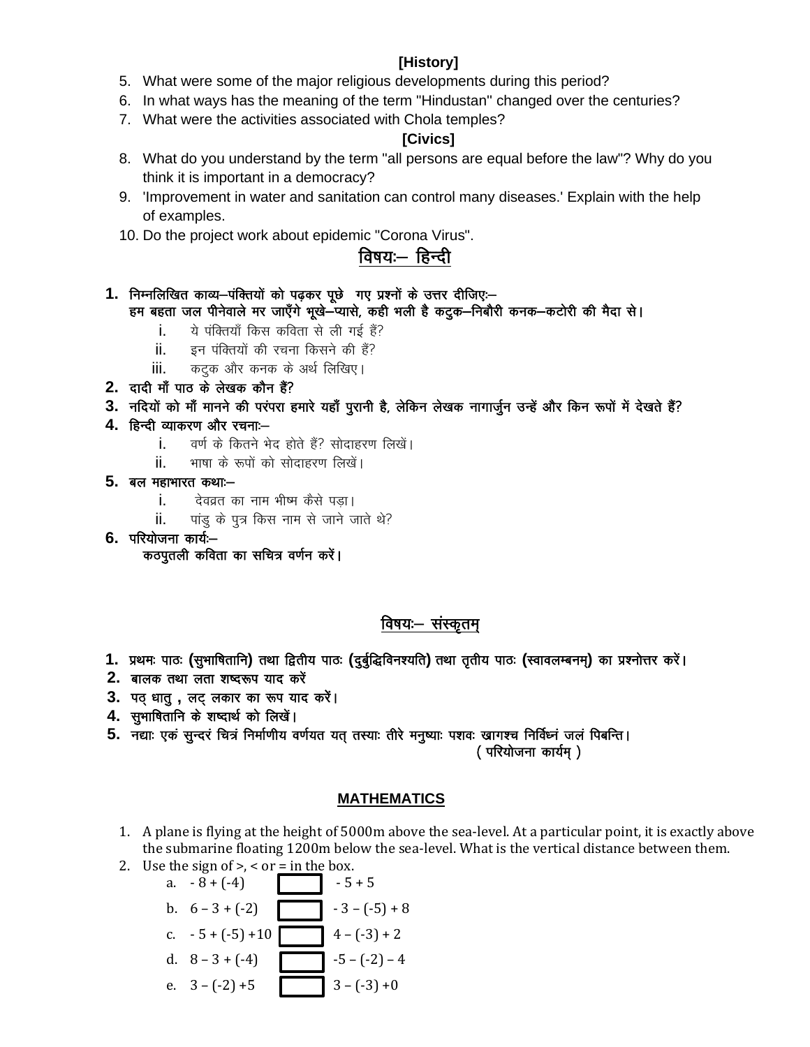### [History]

5. What were some of the major religious developments during this period?
6. In what ways has the meaning of the term "Hindustan" changed over the centuries?
7. What were the activities associated with Chola temples?

### [Civics]

8. What do you understand by the term "all persons are equal before the law"? Why do you think it is important in a democracy?
9. 'Improvement in water and sanitation can control many diseases.' Explain with the help of examples.
10. Do the project work about epidemic "Corona Virus".

## विषयः– हिन्दी

1. **निम्नलिखित काव्य–पंक्तियों को पढ़कर पूछे गए प्रश्नों के उत्तर दीजिएः–**
   **हम बहता जल पीनेवाले मर जाएँगे भूखे–प्यासे, कही भली है कटुक–निबौरी कनक–कटोरी की मैदा से।**
   i. ये पंक्तियाँ किस कविता से ली गई हैं?
   ii. इन पंक्तियों की रचना किसने की हैं?
   iii. कटुक और कनक के अर्थ लिखिए।
2. **दादी माँ पाठ के लेखक कौन हैं?**
3. **नदियों को माँ मानने की परंपरा हमारे यहाँ पुरानी है, लेकिन लेखक नागार्जुन उन्हें और किन रूपों में देखते हैं?**
4. **हिन्दी व्याकरण और रचनाः–**
   i. वर्ण के कितने भेद होते हैं? सोदाहरण लिखें।
   ii. भाषा के रूपों को सोदाहरण लिखें।
5. **बल महाभारत कथाः–**
   i. देवव्रत का नाम भीष्म कैसे पड़ा।
   ii. पांडु के पुत्र किस नाम से जाने जाते थे?
6. **परियोजना कार्यः–**
   **कठपुतली कविता का सचित्र वर्णन करें।**

## विषयः– संस्कृतम्

1. **प्रथमः पाठः (सुभाषितानि) तथा द्वितीय पाठः (दुर्बुद्धिविनश्यति) तथा तृतीय पाठः (स्वावलम्बनम्) का प्रश्नोत्तर करें।**
2. **बालक तथा लता शब्दरूप याद करें**
3. **पठ् धातु , लट् लकार का रूप याद करें।**
4. **सुभाषितानि के शब्दार्थ को लिखें।**
5. **नद्याः एकं सुन्दरं चित्रं निर्माणीय वर्णयत यत् तस्याः तीरे मनुष्याः पशवः खागश्च निर्विघ्नं जलं पिबन्ति।**
   **( परियोजना कार्यम् )**

## MATHEMATICS

1. A plane is flying at the height of 5000m above the sea-level. At a particular point, it is exactly above the submarine floating 1200m below the sea-level. What is the vertical distance between them.
2. Use the sign of >, < or = in the box.
   a. $-8 + (-4)$ ☐ $-5 + 5$
   b. $6 - 3 + (-2)$ ☐ $-3 - (-5) + 8$
   c. $-5 + (-5) + 10$ ☐ $4 - (-3) + 2$
   d. $8 - 3 + (-4)$ ☐ $-5 - (-2) - 4$
   e. $3 - (-2) + 5$ ☐ $3 - (-3) + 0$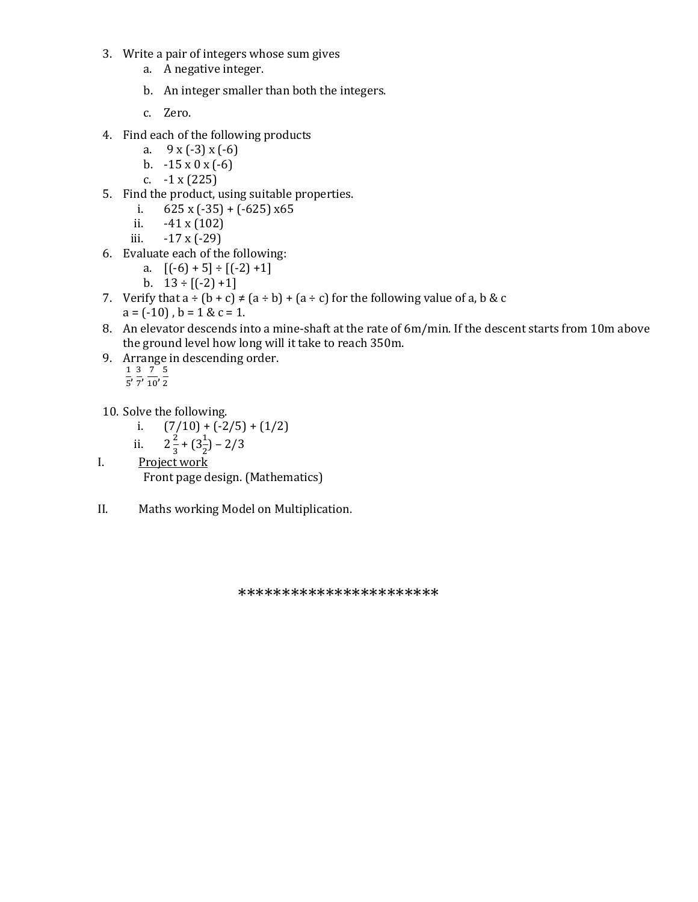3. Write a pair of integers whose sum gives
   a. A negative integer.
   b. An integer smaller than both the integers.
   c. Zero.
4. Find each of the following products
   a. 9 x (-3) x (-6)
   b. -15 x 0 x (-6)
   c. -1 x (225)
5. Find the product, using suitable properties.
   i. 625 x (-35) + (-625) x65
   ii. -41 x (102)
   iii. -17 x (-29)
6. Evaluate each of the following:
   a. [(-6) + 5] ÷ [(-2) +1]
   b. 13 ÷ [(-2) +1]
7. Verify that a ÷ (b + c) ≠ (a ÷ b) + (a ÷ c) for the following value of a, b & c
   a = (-10) , b = 1 & c = 1.
8. An elevator descends into a mine-shaft at the rate of 6m/min. If the descent starts from 10m above the ground level how long will it take to reach 350m.
9. Arrange in descending order.
   $\frac{1}{5}, \frac{3}{7}, \frac{7}{10}, \frac{5}{2}$
10. Solve the following.
    i. (7/10) + (-2/5) + (1/2)
    ii. $2\frac{2}{3} + (3\frac{1}{2}) - 2/3$

I. <u>Project work</u>
   Front page design. (Mathematics)

II. Maths working Model on Multiplication.

**********************